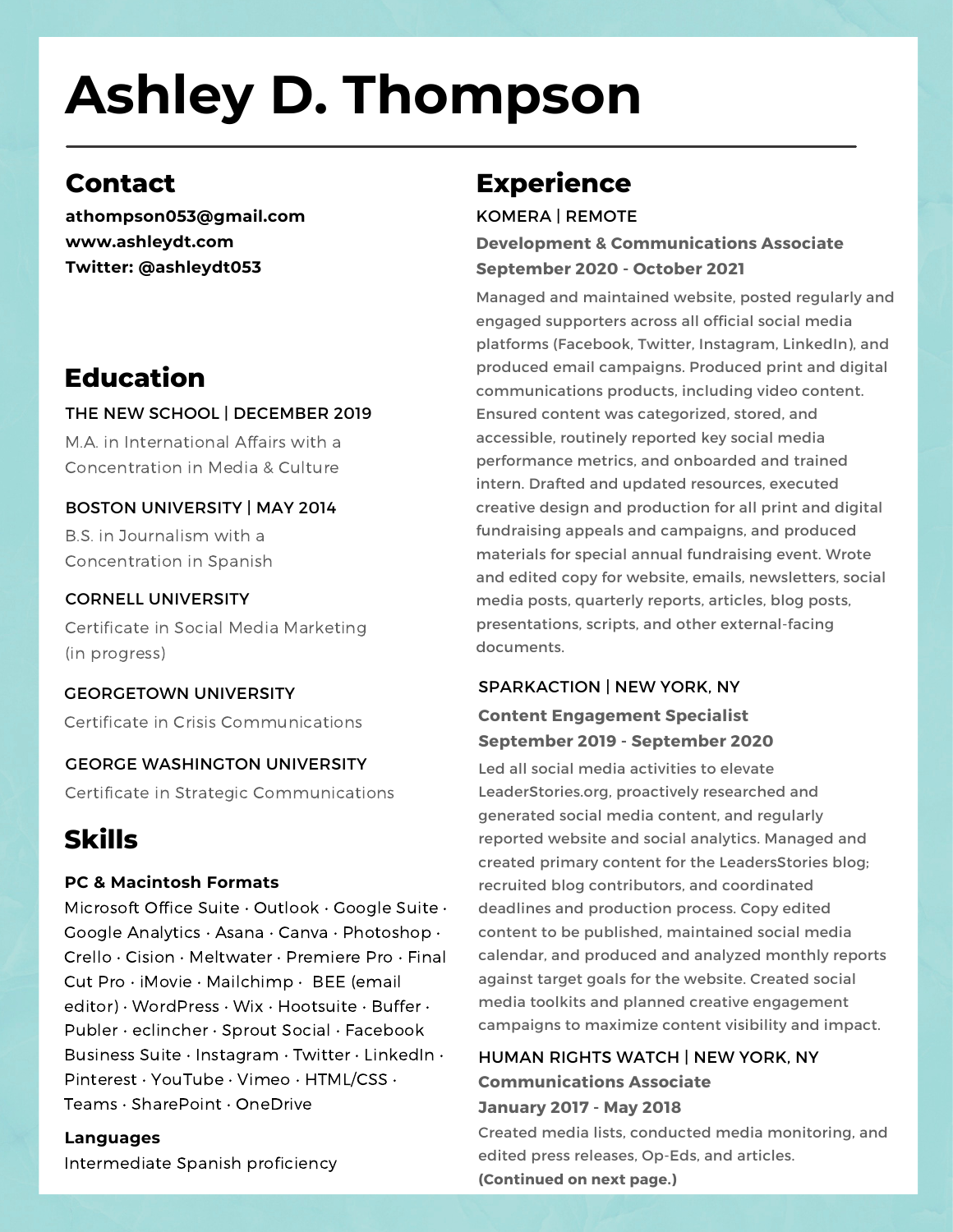# Ashley D. Thompson

## Contact

**athompson053@gmail.com**
**www.ashleydt.com**
**Twitter: @ashleydt053**

## Education

THE NEW SCHOOL | DECEMBER 2019

M.A. in International Affairs with a Concentration in Media & Culture

BOSTON UNIVERSITY | MAY 2014

B.S. in Journalism with a Concentration in Spanish

CORNELL UNIVERSITY

Certificate in Social Media Marketing (in progress)

GEORGETOWN UNIVERSITY

Certificate in Crisis Communications

GEORGE WASHINGTON UNIVERSITY

Certificate in Strategic Communications

## Skills

**PC & Macintosh Formats**

Microsoft Office Suite · Outlook · Google Suite · Google Analytics · Asana · Canva · Photoshop · Crello · Cision · Meltwater · Premiere Pro · Final Cut Pro · iMovie · Mailchimp · BEE (email editor) · WordPress · Wix · Hootsuite · Buffer · Publer · eclincher · Sprout Social · Facebook Business Suite · Instagram · Twitter · LinkedIn · Pinterest · YouTube · Vimeo · HTML/CSS · Teams · SharePoint · OneDrive

**Languages**

Intermediate Spanish proficiency

## Experience

KOMERA | REMOTE

**Development & Communications Associate**
**September 2020 - October 2021**

Managed and maintained website, posted regularly and engaged supporters across all official social media platforms (Facebook, Twitter, Instagram, LinkedIn), and produced email campaigns. Produced print and digital communications products, including video content. Ensured content was categorized, stored, and accessible, routinely reported key social media performance metrics, and onboarded and trained intern. Drafted and updated resources, executed creative design and production for all print and digital fundraising appeals and campaigns, and produced materials for special annual fundraising event. Wrote and edited copy for website, emails, newsletters, social media posts, quarterly reports, articles, blog posts, presentations, scripts, and other external-facing documents.

SPARKACTION | NEW YORK, NY

**Content Engagement Specialist**
**September 2019 - September 2020**

Led all social media activities to elevate LeaderStories.org, proactively researched and generated social media content, and regularly reported website and social analytics. Managed and created primary content for the LeadersStories blog; recruited blog contributors, and coordinated deadlines and production process. Copy edited content to be published, maintained social media calendar, and produced and analyzed monthly reports against target goals for the website. Created social media toolkits and planned creative engagement campaigns to maximize content visibility and impact.

HUMAN RIGHTS WATCH | NEW YORK, NY

**Communications Associate**
**January 2017 - May 2018**

Created media lists, conducted media monitoring, and edited press releases, Op-Eds, and articles.
**(Continued on next page.)**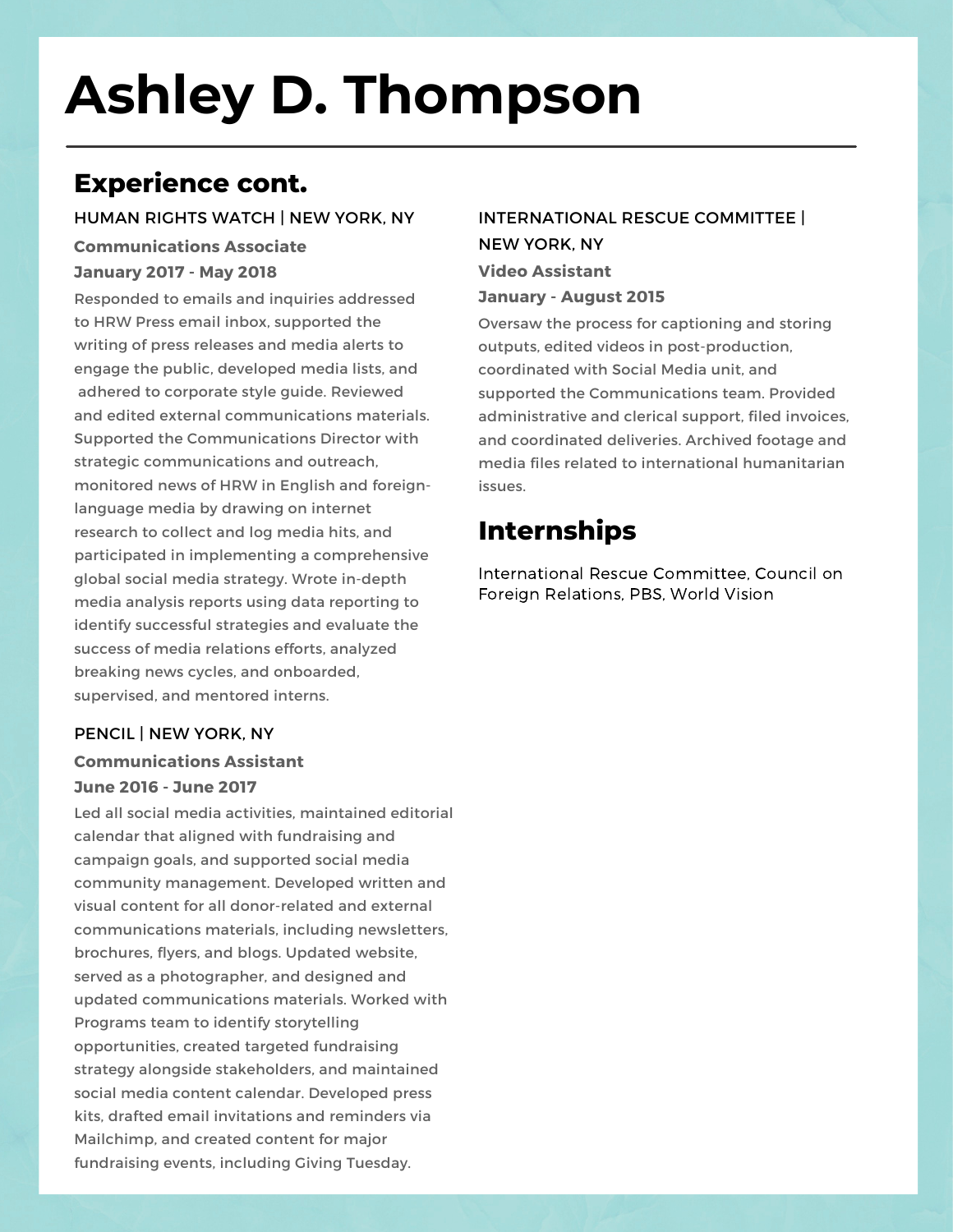# Ashley D. Thompson

## Experience cont.

HUMAN RIGHTS WATCH | NEW YORK, NY

**Communications Associate**

**January 2017 - May 2018**

Responded to emails and inquiries addressed to HRW Press email inbox, supported the writing of press releases and media alerts to engage the public, developed media lists, and adhered to corporate style guide. Reviewed and edited external communications materials. Supported the Communications Director with strategic communications and outreach, monitored news of HRW in English and foreign-language media by drawing on internet research to collect and log media hits, and participated in implementing a comprehensive global social media strategy. Wrote in-depth media analysis reports using data reporting to identify successful strategies and evaluate the success of media relations efforts, analyzed breaking news cycles, and onboarded, supervised, and mentored interns.

PENCIL | NEW YORK, NY

**Communications Assistant**

**June 2016 - June 2017**

Led all social media activities, maintained editorial calendar that aligned with fundraising and campaign goals, and supported social media community management. Developed written and visual content for all donor-related and external communications materials, including newsletters, brochures, flyers, and blogs. Updated website, served as a photographer, and designed and updated communications materials. Worked with Programs team to identify storytelling opportunities, created targeted fundraising strategy alongside stakeholders, and maintained social media content calendar. Developed press kits, drafted email invitations and reminders via Mailchimp, and created content for major fundraising events, including Giving Tuesday.

INTERNATIONAL RESCUE COMMITTEE | NEW YORK, NY

**Video Assistant**

**January - August 2015**

Oversaw the process for captioning and storing outputs, edited videos in post-production, coordinated with Social Media unit, and supported the Communications team. Provided administrative and clerical support, filed invoices, and coordinated deliveries. Archived footage and media files related to international humanitarian issues.

## Internships

International Rescue Committee, Council on Foreign Relations, PBS, World Vision